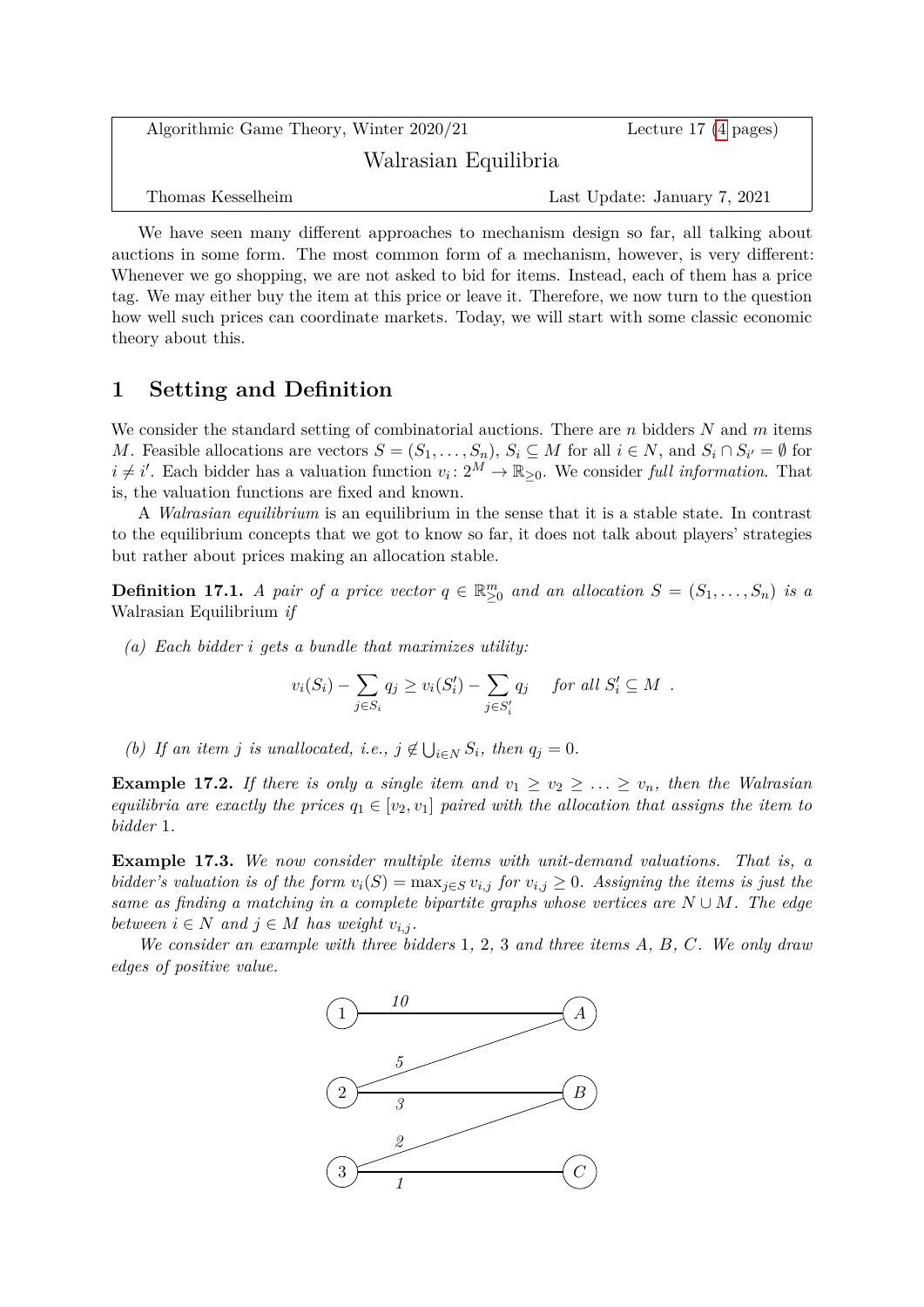Algorithmic Game Theory, Winter 2020/21 | Lecture 17 (4 pages)

# Walrasian Equilibria

Thomas Kesselheim | Last Update: January 7, 2021

We have seen many different approaches to mechanism design so far, all talking about auctions in some form. The most common form of a mechanism, however, is very different: Whenever we go shopping, we are not asked to bid for items. Instead, each of them has a price tag. We may either buy the item at this price or leave it. Therefore, we now turn to the question how well such prices can coordinate markets. Today, we will start with some classic economic theory about this.

## 1 Setting and Definition

We consider the standard setting of combinatorial auctions. There are $n$ bidders $N$ and $m$ items $M$. Feasible allocations are vectors $S = (S_1, \ldots, S_n)$, $S_i \subseteq M$ for all $i \in N$, and $S_i \cap S_{i'} = \emptyset$ for $i \neq i'$. Each bidder has a valuation function $v_i \colon 2^M \to \mathbb{R}_{\geq 0}$. We consider *full information*. That is, the valuation functions are fixed and known.

A *Walrasian equilibrium* is an equilibrium in the sense that it is a stable state. In contrast to the equilibrium concepts that we got to know so far, it does not talk about players' strategies but rather about prices making an allocation stable.

**Definition 17.1.** *A pair of a price vector $q \in \mathbb{R}^m_{\geq 0}$ and an allocation $S = (S_1, \ldots, S_n)$ is a* Walrasian Equilibrium *if*

*(a) Each bidder $i$ gets a bundle that maximizes utility:*

$$v_i(S_i) - \sum_{j \in S_i} q_j \geq v_i(S'_i) - \sum_{j \in S'_i} q_j \quad \text{for all } S'_i \subseteq M \enspace .$$

*(b) If an item $j$ is unallocated, i.e., $j \notin \bigcup_{i \in N} S_i$, then $q_j = 0$.*

**Example 17.2.** *If there is only a single item and $v_1 \geq v_2 \geq \ldots \geq v_n$, then the Walrasian equilibria are exactly the prices $q_1 \in [v_2, v_1]$ paired with the allocation that assigns the item to bidder 1.*

**Example 17.3.** *We now consider multiple items with unit-demand valuations. That is, a bidder's valuation is of the form $v_i(S) = \max_{j \in S} v_{i,j}$ for $v_{i,j} \geq 0$. Assigning the items is just the same as finding a matching in a complete bipartite graphs whose vertices are $N \cup M$. The edge between $i \in N$ and $j \in M$ has weight $v_{i,j}$.*

*We consider an example with three bidders 1, 2, 3 and three items A, B, C. We only draw edges of positive value.*

Edges: 1–A: 10; 2–A: 5; 2–B: 3; 3–B: 2; 3–C: 1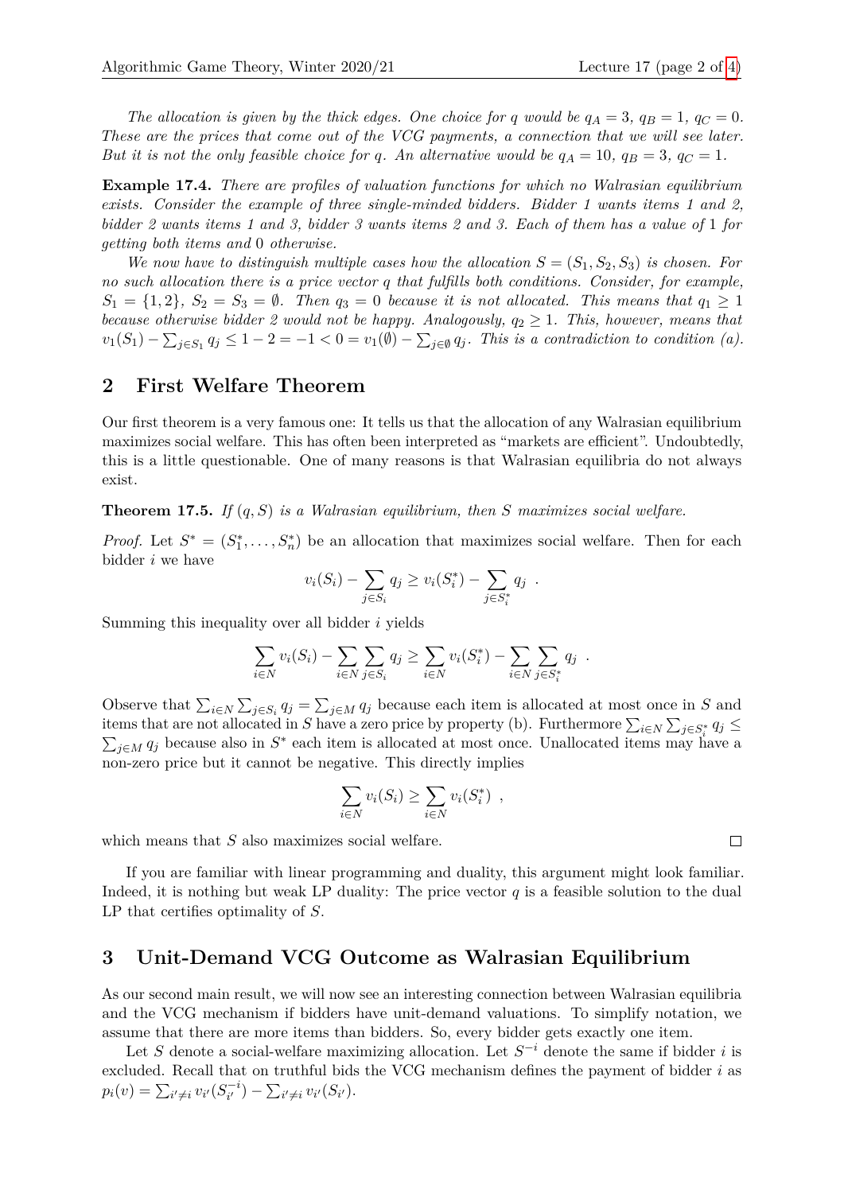*The allocation is given by the thick edges. One choice for $q$ would be $q_A = 3$, $q_B = 1$, $q_C = 0$. These are the prices that come out of the VCG payments, a connection that we will see later. But it is not the only feasible choice for $q$. An alternative would be $q_A = 10$, $q_B = 3$, $q_C = 1$.*

**Example 17.4.** *There are profiles of valuation functions for which no Walrasian equilibrium exists. Consider the example of three single-minded bidders. Bidder 1 wants items 1 and 2, bidder 2 wants items 1 and 3, bidder 3 wants items 2 and 3. Each of them has a value of 1 for getting both items and 0 otherwise.*

*We now have to distinguish multiple cases how the allocation $S = (S_1, S_2, S_3)$ is chosen. For no such allocation there is a price vector $q$ that fulfills both conditions. Consider, for example, $S_1 = \{1, 2\}$, $S_2 = S_3 = \emptyset$. Then $q_3 = 0$ because it is not allocated. This means that $q_1 \geq 1$ because otherwise bidder 2 would not be happy. Analogously, $q_2 \geq 1$. This, however, means that $v_1(S_1) - \sum_{j \in S_1} q_j \leq 1 - 2 = -1 < 0 = v_1(\emptyset) - \sum_{j \in \emptyset} q_j$. This is a contradiction to condition (a).*

## 2 First Welfare Theorem

Our first theorem is a very famous one: It tells us that the allocation of any Walrasian equilibrium maximizes social welfare. This has often been interpreted as "markets are efficient". Undoubtedly, this is a little questionable. One of many reasons is that Walrasian equilibria do not always exist.

**Theorem 17.5.** *If $(q, S)$ is a Walrasian equilibrium, then $S$ maximizes social welfare.*

*Proof.* Let $S^* = (S_1^*, \ldots, S_n^*)$ be an allocation that maximizes social welfare. Then for each bidder $i$ we have

$$v_i(S_i) - \sum_{j \in S_i} q_j \geq v_i(S_i^*) - \sum_{j \in S_i^*} q_j \ .$$

Summing this inequality over all bidder $i$ yields

$$\sum_{i \in N} v_i(S_i) - \sum_{i \in N} \sum_{j \in S_i} q_j \geq \sum_{i \in N} v_i(S_i^*) - \sum_{i \in N} \sum_{j \in S_i^*} q_j \ .$$

Observe that $\sum_{i \in N} \sum_{j \in S_i} q_j = \sum_{j \in M} q_j$ because each item is allocated at most once in $S$ and items that are not allocated in $S$ have a zero price by property (b). Furthermore $\sum_{i \in N} \sum_{j \in S_i^*} q_j \leq \sum_{j \in M} q_j$ because also in $S^*$ each item is allocated at most once. Unallocated items may have a non-zero price but it cannot be negative. This directly implies

$$\sum_{i \in N} v_i(S_i) \geq \sum_{i \in N} v_i(S_i^*) \ ,$$

which means that $S$ also maximizes social welfare. □

If you are familiar with linear programming and duality, this argument might look familiar. Indeed, it is nothing but weak LP duality: The price vector $q$ is a feasible solution to the dual LP that certifies optimality of $S$.

## 3 Unit-Demand VCG Outcome as Walrasian Equilibrium

As our second main result, we will now see an interesting connection between Walrasian equilibria and the VCG mechanism if bidders have unit-demand valuations. To simplify notation, we assume that there are more items than bidders. So, every bidder gets exactly one item.

Let $S$ denote a social-welfare maximizing allocation. Let $S^{-i}$ denote the same if bidder $i$ is excluded. Recall that on truthful bids the VCG mechanism defines the payment of bidder $i$ as $p_i(v) = \sum_{i' \neq i} v_{i'}(S_{i'}^{-i}) - \sum_{i' \neq i} v_{i'}(S_{i'})$.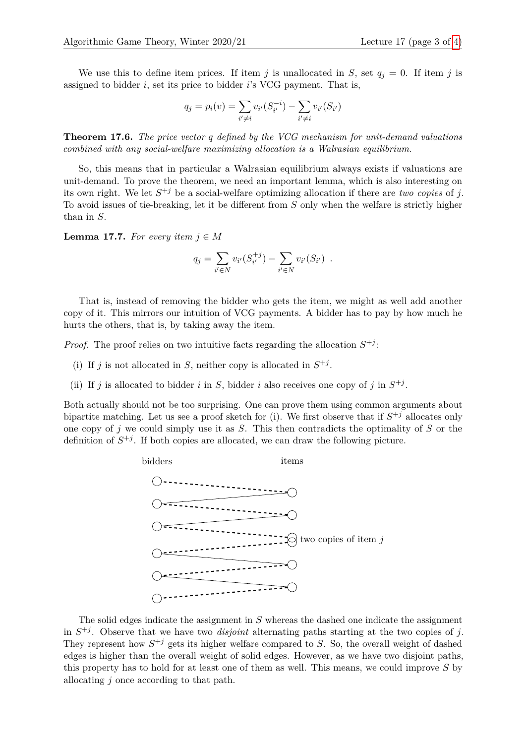We use this to define item prices. If item $j$ is unallocated in $S$, set $q_j = 0$. If item $j$ is assigned to bidder $i$, set its price to bidder $i$'s VCG payment. That is,

$$q_j = p_i(v) = \sum_{i' \neq i} v_{i'}(S_{i'}^{-i}) - \sum_{i' \neq i} v_{i'}(S_{i'})$$

**Theorem 17.6.** *The price vector $q$ defined by the VCG mechanism for unit-demand valuations combined with any social-welfare maximizing allocation is a Walrasian equilibrium.*

So, this means that in particular a Walrasian equilibrium always exists if valuations are unit-demand. To prove the theorem, we need an important lemma, which is also interesting on its own right. We let $S^{+j}$ be a social-welfare optimizing allocation if there are *two copies* of $j$. To avoid issues of tie-breaking, let it be different from $S$ only when the welfare is strictly higher than in $S$.

**Lemma 17.7.** *For every item $j \in M$*

$$q_j = \sum_{i' \in N} v_{i'}(S_{i'}^{+j}) - \sum_{i' \in N} v_{i'}(S_{i'}) \enspace .$$

That is, instead of removing the bidder who gets the item, we might as well add another copy of it. This mirrors our intuition of VCG payments. A bidder has to pay by how much he hurts the others, that is, by taking away the item.

*Proof.* The proof relies on two intuitive facts regarding the allocation $S^{+j}$:

(i) If $j$ is not allocated in $S$, neither copy is allocated in $S^{+j}$.

(ii) If $j$ is allocated to bidder $i$ in $S$, bidder $i$ also receives one copy of $j$ in $S^{+j}$.

Both actually should not be too surprising. One can prove them using common arguments about bipartite matching. Let us see a proof sketch for (i). We first observe that if $S^{+j}$ allocates only one copy of $j$ we could simply use it as $S$. This then contradicts the optimality of $S$ or the definition of $S^{+j}$. If both copies are allocated, we can draw the following picture.

bidders items

two copies of item $j$

The solid edges indicate the assignment in $S$ whereas the dashed one indicate the assignment in $S^{+j}$. Observe that we have two *disjoint* alternating paths starting at the two copies of $j$. They represent how $S^{+j}$ gets its higher welfare compared to $S$. So, the overall weight of dashed edges is higher than the overall weight of solid edges. However, as we have two disjoint paths, this property has to hold for at least one of them as well. This means, we could improve $S$ by allocating $j$ once according to that path.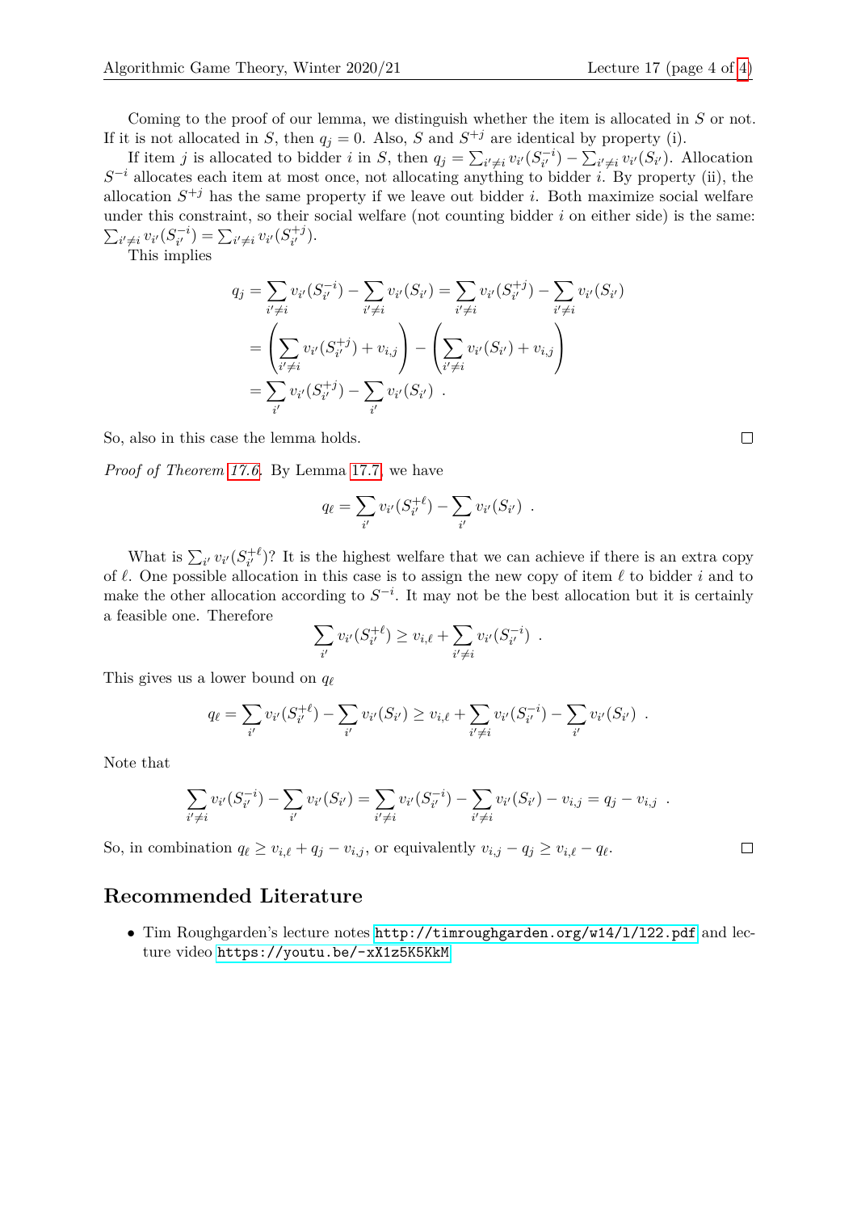Coming to the proof of our lemma, we distinguish whether the item is allocated in $S$ or not. If it is not allocated in $S$, then $q_j = 0$. Also, $S$ and $S^{+j}$ are identical by property (i).

If item $j$ is allocated to bidder $i$ in $S$, then $q_j = \sum_{i' \neq i} v_{i'}(S^{-i}_{i'}) - \sum_{i' \neq i} v_{i'}(S_{i'})$. Allocation $S^{-i}$ allocates each item at most once, not allocating anything to bidder $i$. By property (ii), the allocation $S^{+j}$ has the same property if we leave out bidder $i$. Both maximize social welfare under this constraint, so their social welfare (not counting bidder $i$ on either side) is the same: $\sum_{i' \neq i} v_{i'}(S^{-i}_{i'}) = \sum_{i' \neq i} v_{i'}(S^{+j}_{i'})$.

This implies

$$
\begin{aligned}
q_j &= \sum_{i' \neq i} v_{i'}(S^{-i}_{i'}) - \sum_{i' \neq i} v_{i'}(S_{i'}) = \sum_{i' \neq i} v_{i'}(S^{+j}_{i'}) - \sum_{i' \neq i} v_{i'}(S_{i'}) \\
&= \left( \sum_{i' \neq i} v_{i'}(S^{+j}_{i'}) + v_{i,j} \right) - \left( \sum_{i' \neq i} v_{i'}(S_{i'}) + v_{i,j} \right) \\
&= \sum_{i'} v_{i'}(S^{+j}_{i'}) - \sum_{i'} v_{i'}(S_{i'}) \enspace .
\end{aligned}
$$

So, also in this case the lemma holds. □

*Proof of Theorem 17.6.* By Lemma 17.7, we have

$$
q_\ell = \sum_{i'} v_{i'}(S^{+\ell}_{i'}) - \sum_{i'} v_{i'}(S_{i'}) \enspace .
$$

What is $\sum_{i'} v_{i'}(S^{+\ell}_{i'})$? It is the highest welfare that we can achieve if there is an extra copy of $\ell$. One possible allocation in this case is to assign the new copy of item $\ell$ to bidder $i$ and to make the other allocation according to $S^{-i}$. It may not be the best allocation but it is certainly a feasible one. Therefore

$$
\sum_{i'} v_{i'}(S^{+\ell}_{i'}) \geq v_{i,\ell} + \sum_{i' \neq i} v_{i'}(S^{-i}_{i'}) \enspace .
$$

This gives us a lower bound on $q_\ell$

$$
q_\ell = \sum_{i'} v_{i'}(S^{+\ell}_{i'}) - \sum_{i'} v_{i'}(S_{i'}) \geq v_{i,\ell} + \sum_{i' \neq i} v_{i'}(S^{-i}_{i'}) - \sum_{i'} v_{i'}(S_{i'}) \enspace .
$$

Note that

$$
\sum_{i' \neq i} v_{i'}(S^{-i}_{i'}) - \sum_{i'} v_{i'}(S_{i'}) = \sum_{i' \neq i} v_{i'}(S^{-i}_{i'}) - \sum_{i' \neq i} v_{i'}(S_{i'}) - v_{i,j} = q_j - v_{i,j} \enspace .
$$

So, in combination $q_\ell \geq v_{i,\ell} + q_j - v_{i,j}$, or equivalently $v_{i,j} - q_j \geq v_{i,\ell} - q_\ell$. □

## Recommended Literature

- Tim Roughgarden's lecture notes http://timroughgarden.org/w14/l/l22.pdf and lecture video https://youtu.be/-xX1z5K5KkM